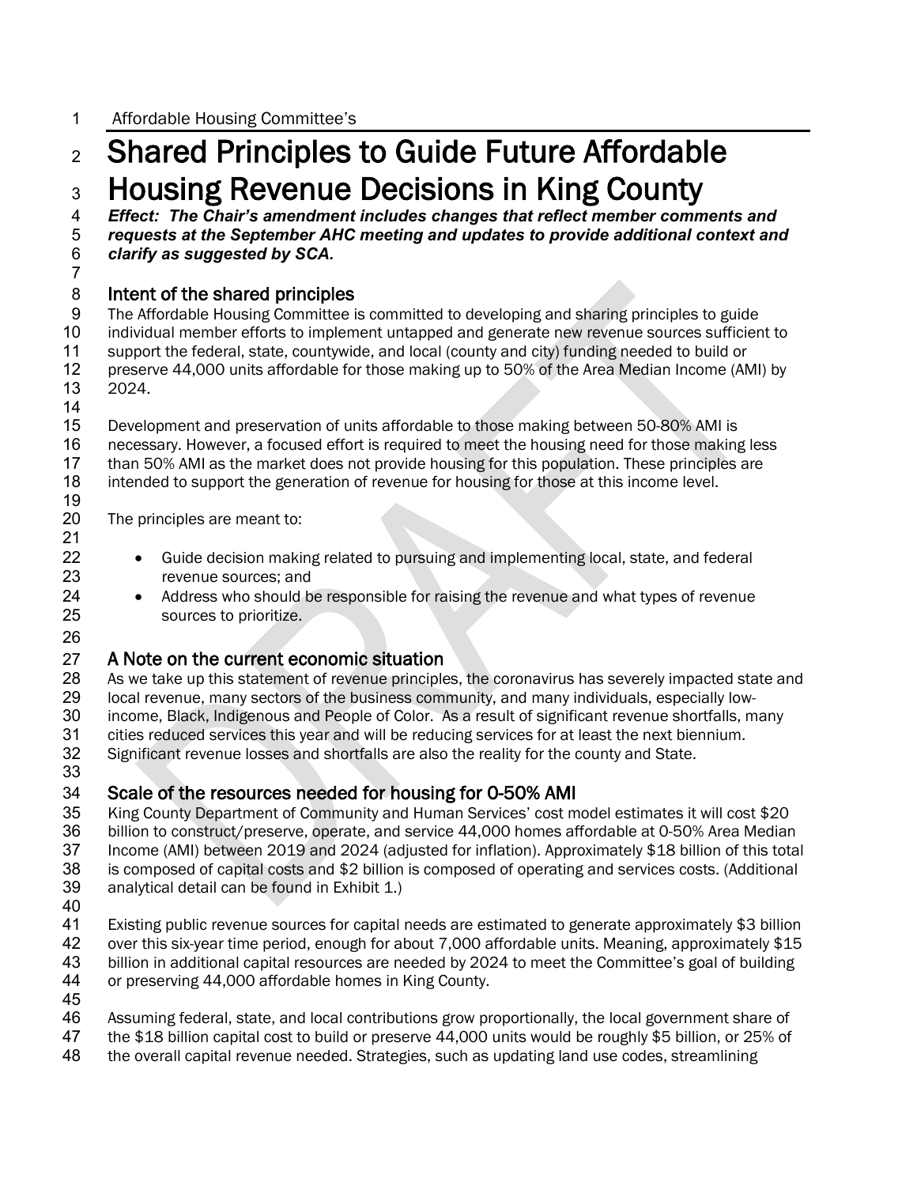Affordable Housing Committee's

# Shared Principles to Guide Future Affordable Housing Revenue Decisions in King County

***Effect: The Chair's amendment includes changes that reflect member comments and requests at the September AHC meeting and updates to provide additional context and clarify as suggested by SCA.***

## Intent of the shared principles

The Affordable Housing Committee is committed to developing and sharing principles to guide individual member efforts to implement untapped and generate new revenue sources sufficient to support the federal, state, countywide, and local (county and city) funding needed to build or preserve 44,000 units affordable for those making up to 50% of the Area Median Income (AMI) by 2024.

Development and preservation of units affordable to those making between 50-80% AMI is necessary. However, a focused effort is required to meet the housing need for those making less than 50% AMI as the market does not provide housing for this population. These principles are intended to support the generation of revenue for housing for those at this income level.

The principles are meant to:

- Guide decision making related to pursuing and implementing local, state, and federal revenue sources; and
- Address who should be responsible for raising the revenue and what types of revenue sources to prioritize.

## A Note on the current economic situation

As we take up this statement of revenue principles, the coronavirus has severely impacted state and local revenue, many sectors of the business community, and many individuals, especially low-income, Black, Indigenous and People of Color. As a result of significant revenue shortfalls, many cities reduced services this year and will be reducing services for at least the next biennium. Significant revenue losses and shortfalls are also the reality for the county and State.

## Scale of the resources needed for housing for 0-50% AMI

King County Department of Community and Human Services' cost model estimates it will cost $20 billion to construct/preserve, operate, and service 44,000 homes affordable at 0-50% Area Median Income (AMI) between 2019 and 2024 (adjusted for inflation). Approximately $18 billion of this total is composed of capital costs and $2 billion is composed of operating and services costs. (Additional analytical detail can be found in Exhibit 1.)

Existing public revenue sources for capital needs are estimated to generate approximately $3 billion over this six-year time period, enough for about 7,000 affordable units. Meaning, approximately $15 billion in additional capital resources are needed by 2024 to meet the Committee's goal of building or preserving 44,000 affordable homes in King County.

Assuming federal, state, and local contributions grow proportionally, the local government share of the $18 billion capital cost to build or preserve 44,000 units would be roughly $5 billion, or 25% of the overall capital revenue needed. Strategies, such as updating land use codes, streamlining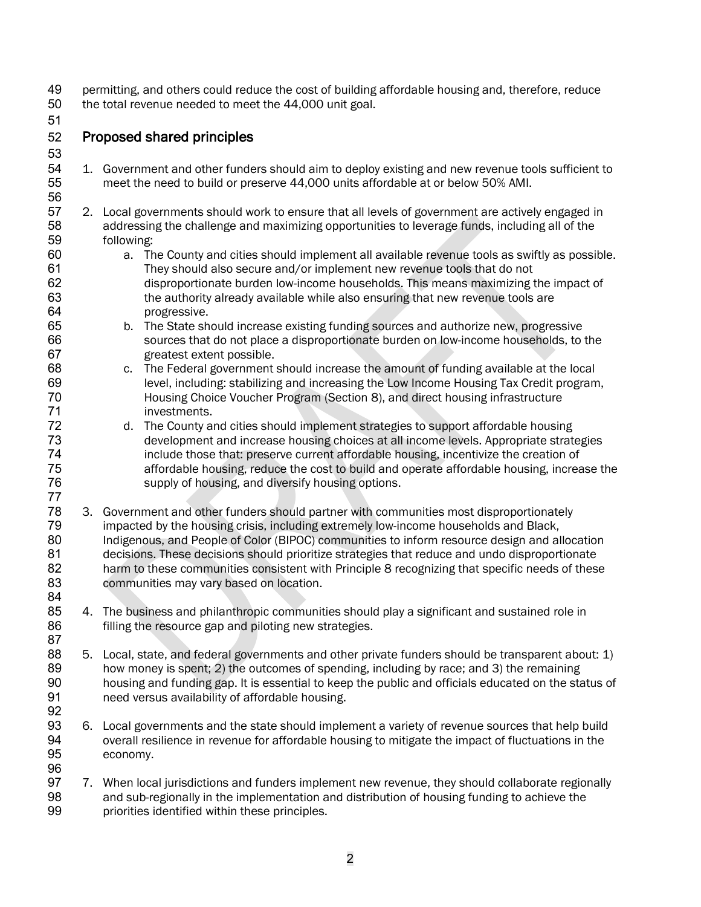permitting, and others could reduce the cost of building affordable housing and, therefore, reduce the total revenue needed to meet the 44,000 unit goal.

## Proposed shared principles

1. Government and other funders should aim to deploy existing and new revenue tools sufficient to meet the need to build or preserve 44,000 units affordable at or below 50% AMI.

2. Local governments should work to ensure that all levels of government are actively engaged in addressing the challenge and maximizing opportunities to leverage funds, including all of the following:
    a. The County and cities should implement all available revenue tools as swiftly as possible. They should also secure and/or implement new revenue tools that do not disproportionate burden low-income households. This means maximizing the impact of the authority already available while also ensuring that new revenue tools are progressive.
    b. The State should increase existing funding sources and authorize new, progressive sources that do not place a disproportionate burden on low-income households, to the greatest extent possible.
    c. The Federal government should increase the amount of funding available at the local level, including: stabilizing and increasing the Low Income Housing Tax Credit program, Housing Choice Voucher Program (Section 8), and direct housing infrastructure investments.
    d. The County and cities should implement strategies to support affordable housing development and increase housing choices at all income levels. Appropriate strategies include those that: preserve current affordable housing, incentivize the creation of affordable housing, reduce the cost to build and operate affordable housing, increase the supply of housing, and diversify housing options.

3. Government and other funders should partner with communities most disproportionately impacted by the housing crisis, including extremely low-income households and Black, Indigenous, and People of Color (BIPOC) communities to inform resource design and allocation decisions. These decisions should prioritize strategies that reduce and undo disproportionate harm to these communities consistent with Principle 8 recognizing that specific needs of these communities may vary based on location.

4. The business and philanthropic communities should play a significant and sustained role in filling the resource gap and piloting new strategies.

5. Local, state, and federal governments and other private funders should be transparent about: 1) how money is spent; 2) the outcomes of spending, including by race; and 3) the remaining housing and funding gap. It is essential to keep the public and officials educated on the status of need versus availability of affordable housing.

6. Local governments and the state should implement a variety of revenue sources that help build overall resilience in revenue for affordable housing to mitigate the impact of fluctuations in the economy.

7. When local jurisdictions and funders implement new revenue, they should collaborate regionally and sub-regionally in the implementation and distribution of housing funding to achieve the priorities identified within these principles.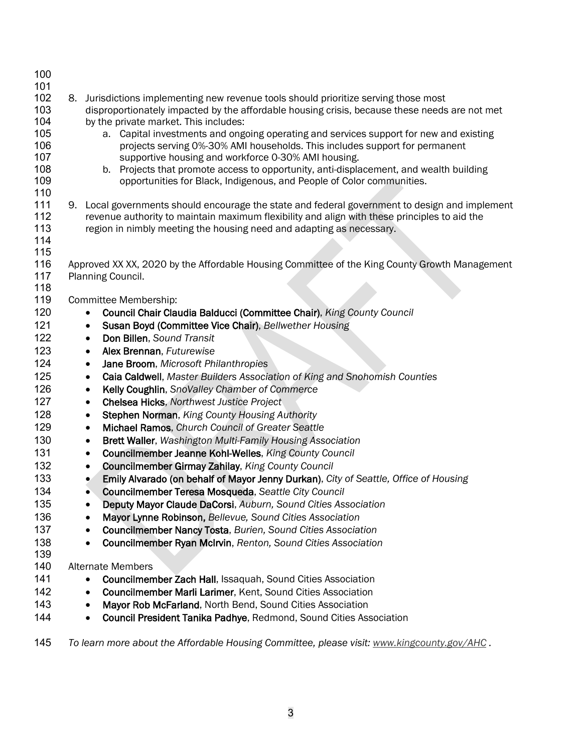8. Jurisdictions implementing new revenue tools should prioritize serving those most disproportionately impacted by the affordable housing crisis, because these needs are not met by the private market. This includes:
    a. Capital investments and ongoing operating and services support for new and existing projects serving 0%-30% AMI households. This includes support for permanent supportive housing and workforce 0-30% AMI housing.
    b. Projects that promote access to opportunity, anti-displacement, and wealth building opportunities for Black, Indigenous, and People of Color communities.

9. Local governments should encourage the state and federal government to design and implement revenue authority to maintain maximum flexibility and align with these principles to aid the region in nimbly meeting the housing need and adapting as necessary.

Approved XX XX, 2020 by the Affordable Housing Committee of the King County Growth Management Planning Council.

Committee Membership:

- **Council Chair Claudia Balducci (Committee Chair)**, *King County Council*
- **Susan Boyd (Committee Vice Chair)**, *Bellwether Housing*
- **Don Billen**, *Sound Transit*
- **Alex Brennan**, *Futurewise*
- **Jane Broom**, *Microsoft Philanthropies*
- **Caia Caldwell**, *Master Builders Association of King and Snohomish Counties*
- **Kelly Coughlin**, *SnoValley Chamber of Commerce*
- **Chelsea Hicks**, *Northwest Justice Project*
- **Stephen Norman**, *King County Housing Authority*
- **Michael Ramos**, *Church Council of Greater Seattle*
- **Brett Waller**, *Washington Multi-Family Housing Association*
- **Councilmember Jeanne Kohl-Welles**, *King County Council*
- **Councilmember Girmay Zahilay**, *King County Council*
- **Emily Alvarado (on behalf of Mayor Jenny Durkan)**, *City of Seattle, Office of Housing*
- **Councilmember Teresa Mosqueda**, *Seattle City Council*
- **Deputy Mayor Claude DaCorsi**, *Auburn, Sound Cities Association*
- **Mayor Lynne Robinson,** *Bellevue, Sound Cities Association*
- **Councilmember Nancy Tosta**, *Burien, Sound Cities Association*
- **Councilmember Ryan McIrvin**, *Renton, Sound Cities Association*

Alternate Members

- **Councilmember Zach Hall**, Issaquah, Sound Cities Association
- **Councilmember Marli Larimer**, Kent, Sound Cities Association
- **Mayor Rob McFarland**, North Bend, Sound Cities Association
- **Council President Tanika Padhye**, Redmond, Sound Cities Association

*To learn more about the Affordable Housing Committee, please visit: www.kingcounty.gov/AHC .*